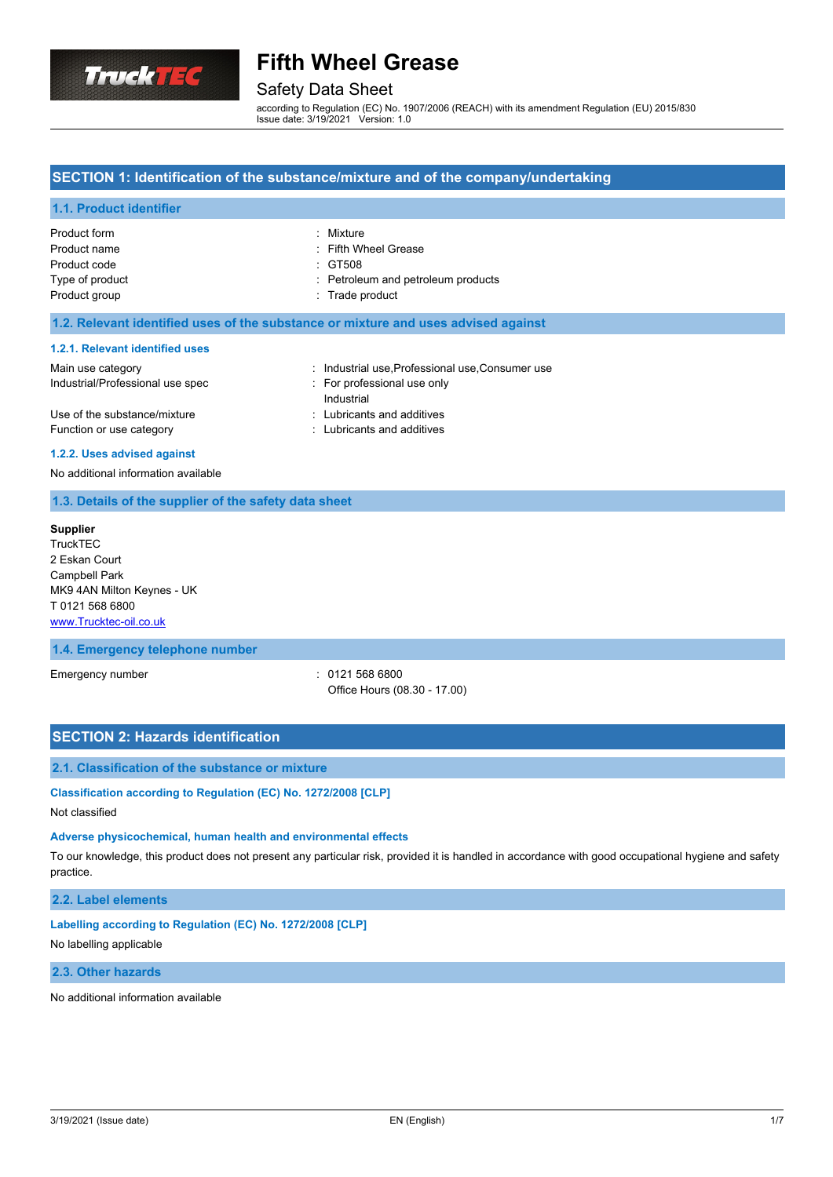# Fifth Wheel Grease

## Safety Data Sheet

according to Regulation (EC) No. 1907/2006 (REACH) with its amendment Regulation (EU) 2015/830
Issue date: 3/19/2021 Version: 1.0

## SECTION 1: Identification of the substance/mixture and of the company/undertaking

### 1.1. Product identifier

| | |
|---|---|
| Product form | : Mixture |
| Product name | : Fifth Wheel Grease |
| Product code | : GT508 |
| Type of product | : Petroleum and petroleum products |
| Product group | : Trade product |

### 1.2. Relevant identified uses of the substance or mixture and uses advised against

#### 1.2.1. Relevant identified uses

| | |
|---|---|
| Main use category | : Industrial use,Professional use,Consumer use |
| Industrial/Professional use spec | : For professional use only<br>Industrial |
| Use of the substance/mixture | : Lubricants and additives |
| Function or use category | : Lubricants and additives |

#### 1.2.2. Uses advised against

No additional information available

### 1.3. Details of the supplier of the safety data sheet

**Supplier**
TruckTEC
2 Eskan Court
Campbell Park
MK9 4AN Milton Keynes - UK
T 0121 568 6800
www.Trucktec-oil.co.uk

### 1.4. Emergency telephone number

| | |
|---|---|
| Emergency number | : 0121 568 6800<br>Office Hours (08.30 - 17.00) |

## SECTION 2: Hazards identification

### 2.1. Classification of the substance or mixture

#### Classification according to Regulation (EC) No. 1272/2008 [CLP]

Not classified

#### Adverse physicochemical, human health and environmental effects

To our knowledge, this product does not present any particular risk, provided it is handled in accordance with good occupational hygiene and safety practice.

### 2.2. Label elements

#### Labelling according to Regulation (EC) No. 1272/2008 [CLP]

No labelling applicable

### 2.3. Other hazards

No additional information available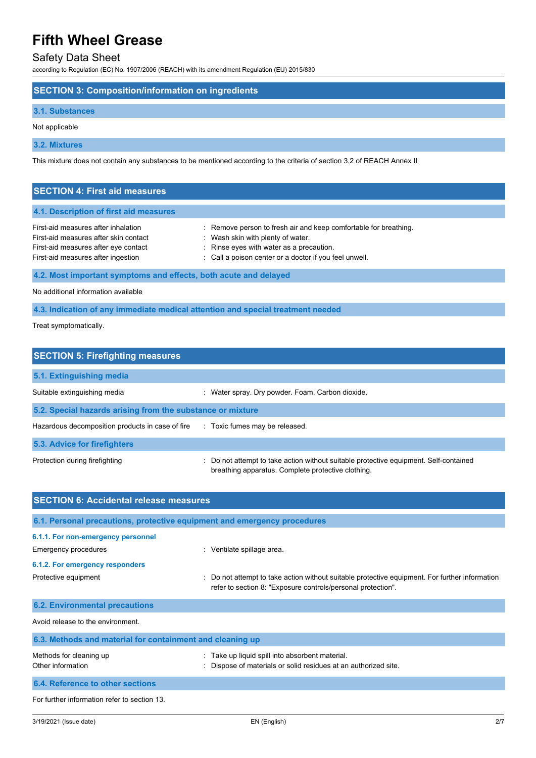## SECTION 3: Composition/information on ingredients

### 3.1. Substances

Not applicable

### 3.2. Mixtures

This mixture does not contain any substances to be mentioned according to the criteria of section 3.2 of REACH Annex II

## SECTION 4: First aid measures

### 4.1. Description of first aid measures

| | |
|---|---|
| First-aid measures after inhalation | : Remove person to fresh air and keep comfortable for breathing. |
| First-aid measures after skin contact | : Wash skin with plenty of water. |
| First-aid measures after eye contact | : Rinse eyes with water as a precaution. |
| First-aid measures after ingestion | : Call a poison center or a doctor if you feel unwell. |

### 4.2. Most important symptoms and effects, both acute and delayed

No additional information available

### 4.3. Indication of any immediate medical attention and special treatment needed

Treat symptomatically.

## SECTION 5: Firefighting measures

### 5.1. Extinguishing media

| | |
|---|---|
| Suitable extinguishing media | : Water spray. Dry powder. Foam. Carbon dioxide. |

### 5.2. Special hazards arising from the substance or mixture

| | |
|---|---|
| Hazardous decomposition products in case of fire | : Toxic fumes may be released. |

### 5.3. Advice for firefighters

| | |
|---|---|
| Protection during firefighting | : Do not attempt to take action without suitable protective equipment. Self-contained breathing apparatus. Complete protective clothing. |

## SECTION 6: Accidental release measures

### 6.1. Personal precautions, protective equipment and emergency procedures

#### 6.1.1. For non-emergency personnel

| | |
|---|---|
| Emergency procedures | : Ventilate spillage area. |

#### 6.1.2. For emergency responders

| | |
|---|---|
| Protective equipment | : Do not attempt to take action without suitable protective equipment. For further information refer to section 8: "Exposure controls/personal protection". |

### 6.2. Environmental precautions

Avoid release to the environment.

### 6.3. Methods and material for containment and cleaning up

| | |
|---|---|
| Methods for cleaning up | : Take up liquid spill into absorbent material. |
| Other information | : Dispose of materials or solid residues at an authorized site. |

### 6.4. Reference to other sections

For further information refer to section 13.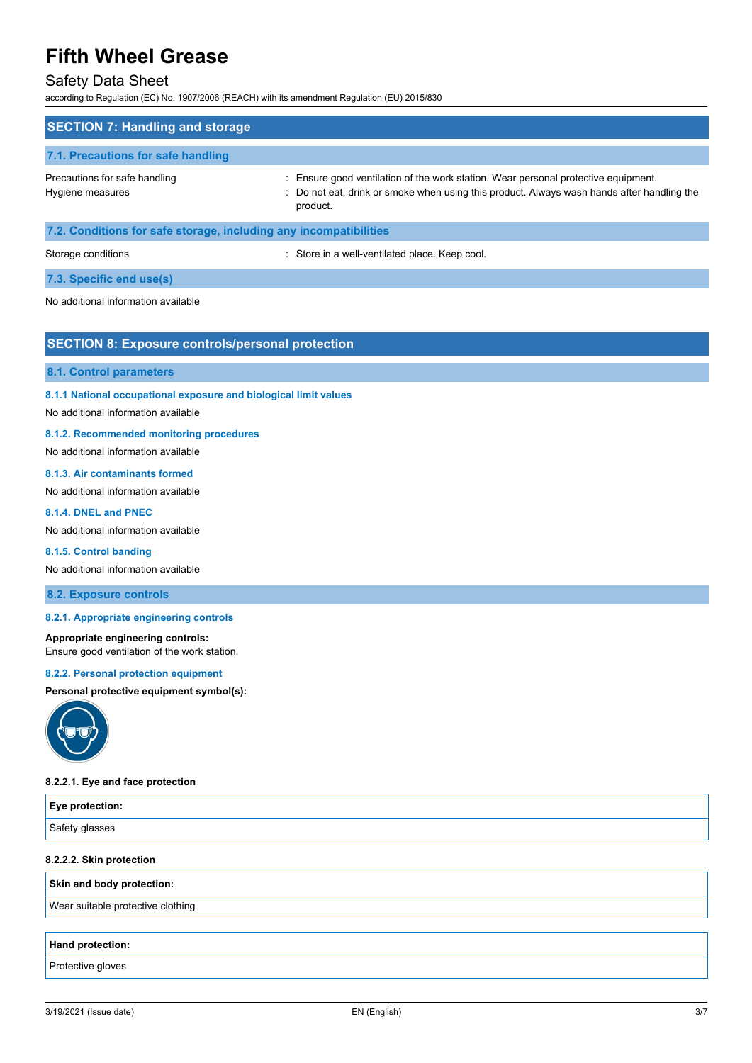## SECTION 7: Handling and storage

### 7.1. Precautions for safe handling

| | |
|---|---|
| Precautions for safe handling | : Ensure good ventilation of the work station. Wear personal protective equipment. |
| Hygiene measures | : Do not eat, drink or smoke when using this product. Always wash hands after handling the product. |

### 7.2. Conditions for safe storage, including any incompatibilities

| | |
|---|---|
| Storage conditions | : Store in a well-ventilated place. Keep cool. |

### 7.3. Specific end use(s)

No additional information available

## SECTION 8: Exposure controls/personal protection

### 8.1. Control parameters

#### 8.1.1 National occupational exposure and biological limit values

No additional information available

#### 8.1.2. Recommended monitoring procedures

No additional information available

#### 8.1.3. Air contaminants formed

No additional information available

#### 8.1.4. DNEL and PNEC

No additional information available

#### 8.1.5. Control banding

No additional information available

### 8.2. Exposure controls

#### 8.2.1. Appropriate engineering controls

**Appropriate engineering controls:**
Ensure good ventilation of the work station.

#### 8.2.2. Personal protection equipment

**Personal protective equipment symbol(s):**

**8.2.2.1. Eye and face protection**

| Eye protection: |
|---|
| Safety glasses |

**8.2.2.2. Skin protection**

| Skin and body protection: |
|---|
| Wear suitable protective clothing |

| Hand protection: |
|---|
| Protective gloves |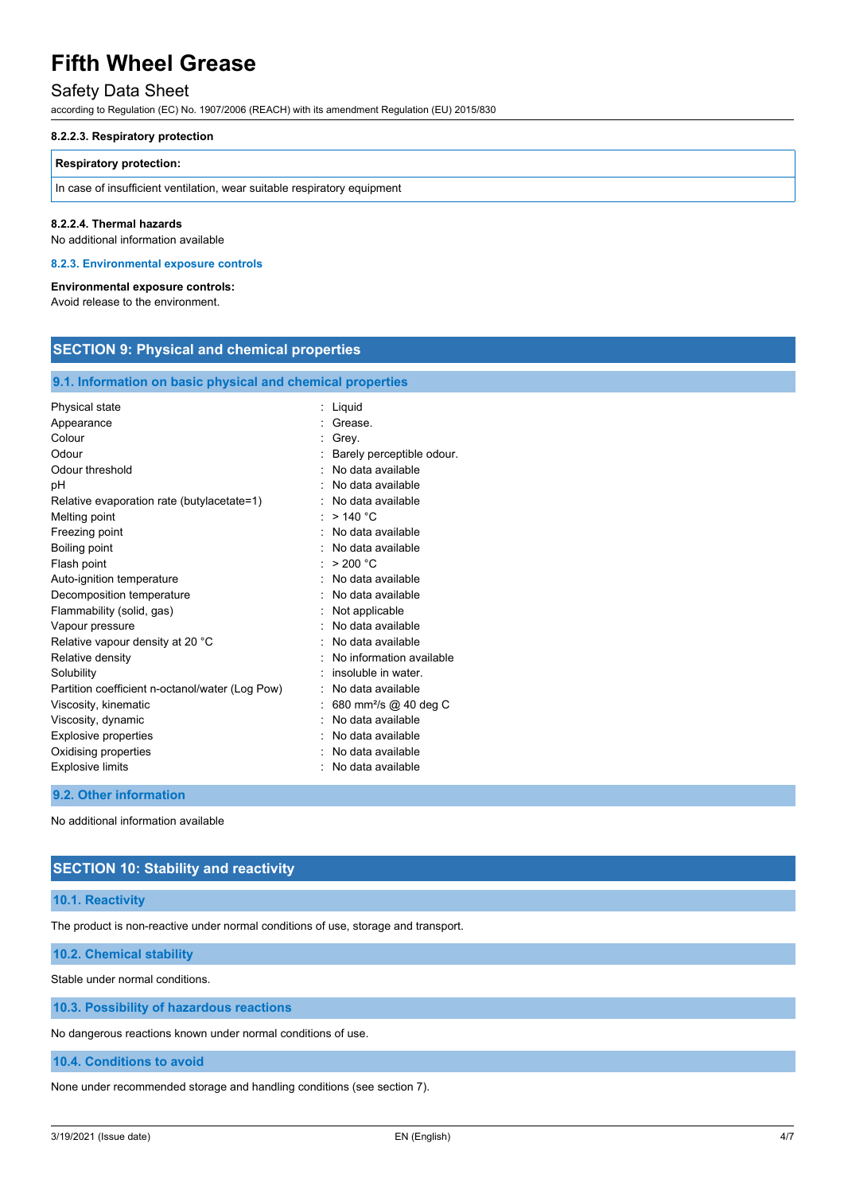#### 8.2.2.3. Respiratory protection

| Respiratory protection: |
|---|
| In case of insufficient ventilation, wear suitable respiratory equipment |

#### 8.2.2.4. Thermal hazards

No additional information available

### 8.2.3. Environmental exposure controls

**Environmental exposure controls:**
Avoid release to the environment.

## SECTION 9: Physical and chemical properties

### 9.1. Information on basic physical and chemical properties

| | |
|---|---|
| Physical state | : Liquid |
| Appearance | : Grease. |
| Colour | : Grey. |
| Odour | : Barely perceptible odour. |
| Odour threshold | : No data available |
| pH | : No data available |
| Relative evaporation rate (butylacetate=1) | : No data available |
| Melting point | : > 140 °C |
| Freezing point | : No data available |
| Boiling point | : No data available |
| Flash point | : > 200 °C |
| Auto-ignition temperature | : No data available |
| Decomposition temperature | : No data available |
| Flammability (solid, gas) | : Not applicable |
| Vapour pressure | : No data available |
| Relative vapour density at 20 °C | : No data available |
| Relative density | : No information available |
| Solubility | : insoluble in water. |
| Partition coefficient n-octanol/water (Log Pow) | : No data available |
| Viscosity, kinematic | : 680 $mm^2/s$ @ 40 deg C |
| Viscosity, dynamic | : No data available |
| Explosive properties | : No data available |
| Oxidising properties | : No data available |
| Explosive limits | : No data available |

### 9.2. Other information

No additional information available

## SECTION 10: Stability and reactivity

### 10.1. Reactivity

The product is non-reactive under normal conditions of use, storage and transport.

### 10.2. Chemical stability

Stable under normal conditions.

### 10.3. Possibility of hazardous reactions

No dangerous reactions known under normal conditions of use.

### 10.4. Conditions to avoid

None under recommended storage and handling conditions (see section 7).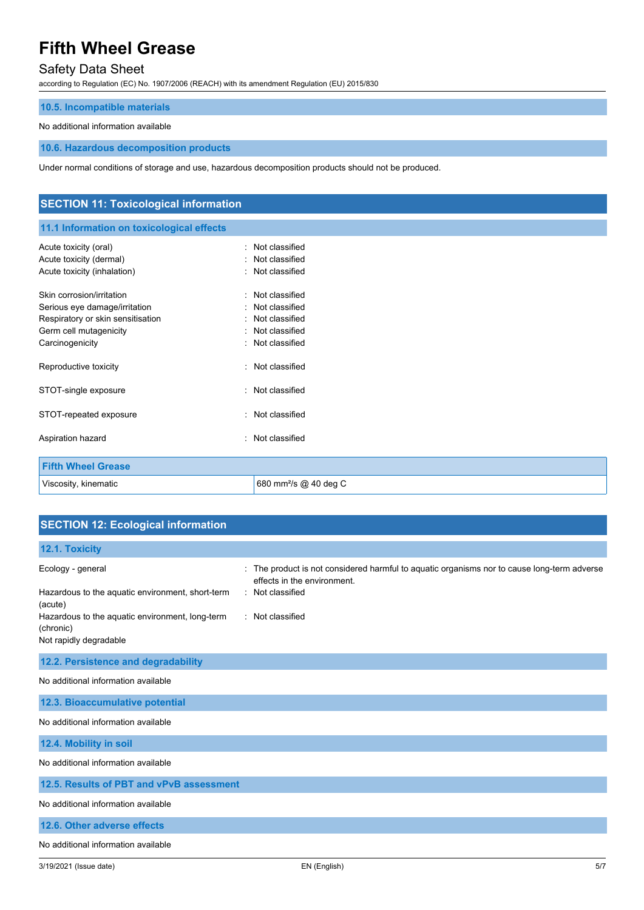### 10.5. Incompatible materials

No additional information available

### 10.6. Hazardous decomposition products

Under normal conditions of storage and use, hazardous decomposition products should not be produced.

## SECTION 11: Toxicological information

### 11.1 Information on toxicological effects

Acute toxicity (oral) : Not classified
Acute toxicity (dermal) : Not classified
Acute toxicity (inhalation) : Not classified

Skin corrosion/irritation : Not classified
Serious eye damage/irritation : Not classified
Respiratory or skin sensitisation : Not classified
Germ cell mutagenicity : Not classified
Carcinogenicity : Not classified

Reproductive toxicity : Not classified

STOT-single exposure : Not classified

STOT-repeated exposure : Not classified

Aspiration hazard : Not classified

| Fifth Wheel Grease | |
|---|---|
| Viscosity, kinematic | 680 $mm^2/s$ @ 40 deg C |

## SECTION 12: Ecological information

### 12.1. Toxicity

Ecology - general : The product is not considered harmful to aquatic organisms nor to cause long-term adverse effects in the environment.
Hazardous to the aquatic environment, short-term (acute) : Not classified
Hazardous to the aquatic environment, long-term (chronic) : Not classified
Not rapidly degradable

### 12.2. Persistence and degradability

No additional information available

### 12.3. Bioaccumulative potential

No additional information available

### 12.4. Mobility in soil

No additional information available

### 12.5. Results of PBT and vPvB assessment

No additional information available

### 12.6. Other adverse effects

No additional information available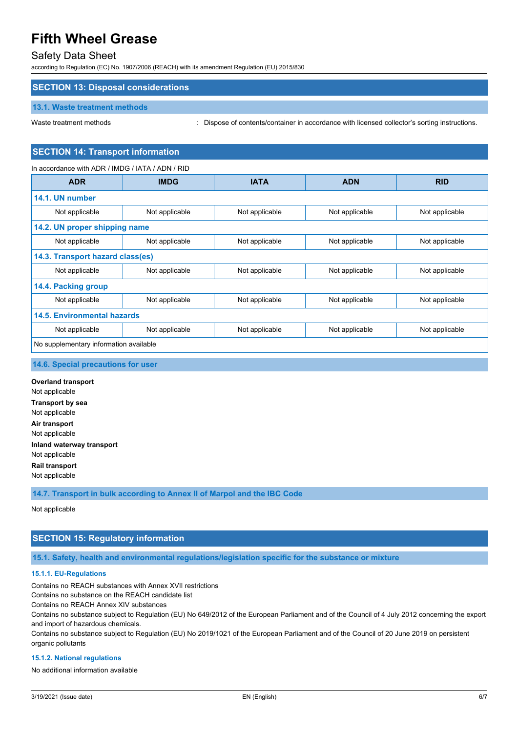## SECTION 13: Disposal considerations

### 13.1. Waste treatment methods

Waste treatment methods : Dispose of contents/container in accordance with licensed collector's sorting instructions.

## SECTION 14: Transport information

In accordance with ADR / IMDG / IATA / ADN / RID

| ADR | IMDG | IATA | ADN | RID |
|---|---|---|---|---|
| **14.1. UN number** | | | | |
| Not applicable | Not applicable | Not applicable | Not applicable | Not applicable |
| **14.2. UN proper shipping name** | | | | |
| Not applicable | Not applicable | Not applicable | Not applicable | Not applicable |
| **14.3. Transport hazard class(es)** | | | | |
| Not applicable | Not applicable | Not applicable | Not applicable | Not applicable |
| **14.4. Packing group** | | | | |
| Not applicable | Not applicable | Not applicable | Not applicable | Not applicable |
| **14.5. Environmental hazards** | | | | |
| Not applicable | Not applicable | Not applicable | Not applicable | Not applicable |
| No supplementary information available | | | | |

### 14.6. Special precautions for user

**Overland transport**
Not applicable

**Transport by sea**
Not applicable

**Air transport**
Not applicable

**Inland waterway transport**
Not applicable

**Rail transport**
Not applicable

### 14.7. Transport in bulk according to Annex II of Marpol and the IBC Code

Not applicable

## SECTION 15: Regulatory information

### 15.1. Safety, health and environmental regulations/legislation specific for the substance or mixture

#### 15.1.1. EU-Regulations

Contains no REACH substances with Annex XVII restrictions
Contains no substance on the REACH candidate list
Contains no REACH Annex XIV substances
Contains no substance subject to Regulation (EU) No 649/2012 of the European Parliament and of the Council of 4 July 2012 concerning the export and import of hazardous chemicals.
Contains no substance subject to Regulation (EU) No 2019/1021 of the European Parliament and of the Council of 20 June 2019 on persistent organic pollutants

#### 15.1.2. National regulations

No additional information available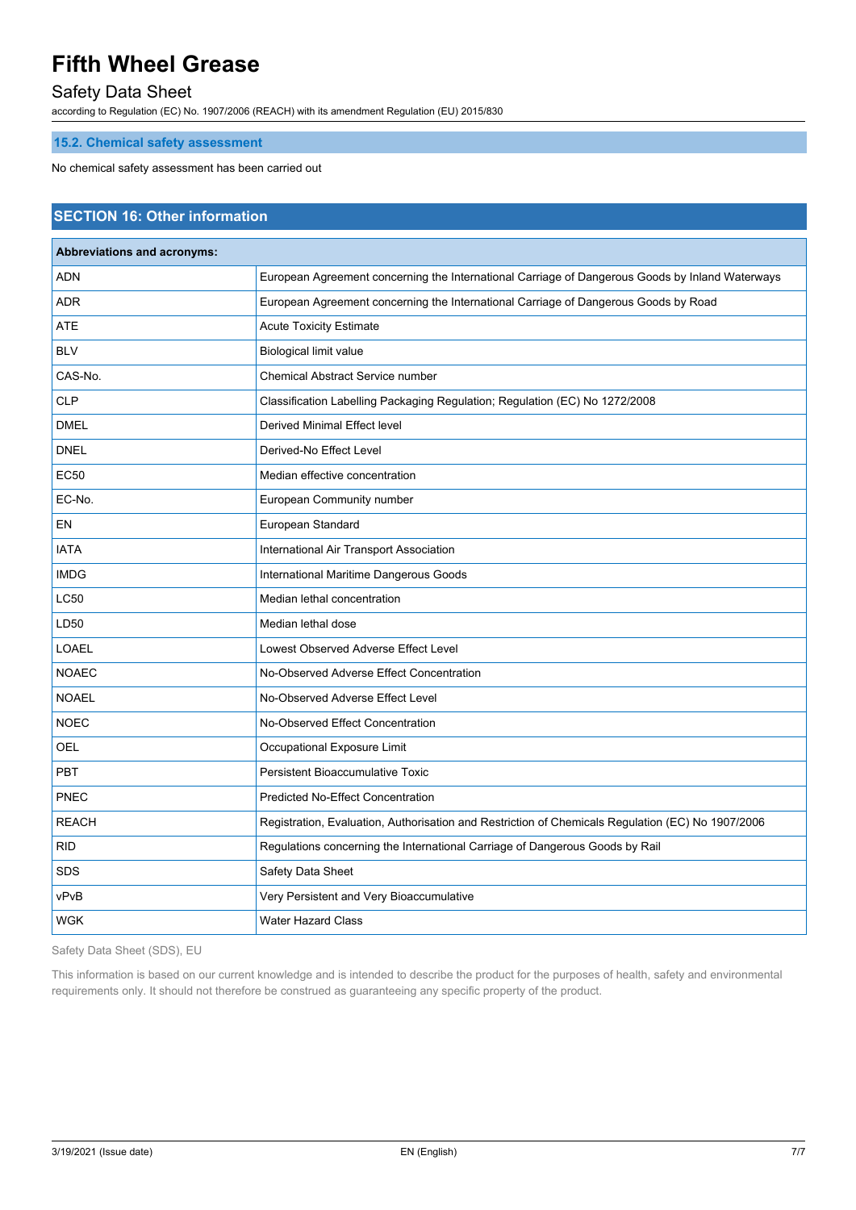### 15.2. Chemical safety assessment

No chemical safety assessment has been carried out

## SECTION 16: Other information

| Abbreviations and acronyms: | |
|---|---|
| ADN | European Agreement concerning the International Carriage of Dangerous Goods by Inland Waterways |
| ADR | European Agreement concerning the International Carriage of Dangerous Goods by Road |
| ATE | Acute Toxicity Estimate |
| BLV | Biological limit value |
| CAS-No. | Chemical Abstract Service number |
| CLP | Classification Labelling Packaging Regulation; Regulation (EC) No 1272/2008 |
| DMEL | Derived Minimal Effect level |
| DNEL | Derived-No Effect Level |
| EC50 | Median effective concentration |
| EC-No. | European Community number |
| EN | European Standard |
| IATA | International Air Transport Association |
| IMDG | International Maritime Dangerous Goods |
| LC50 | Median lethal concentration |
| LD50 | Median lethal dose |
| LOAEL | Lowest Observed Adverse Effect Level |
| NOAEC | No-Observed Adverse Effect Concentration |
| NOAEL | No-Observed Adverse Effect Level |
| NOEC | No-Observed Effect Concentration |
| OEL | Occupational Exposure Limit |
| PBT | Persistent Bioaccumulative Toxic |
| PNEC | Predicted No-Effect Concentration |
| REACH | Registration, Evaluation, Authorisation and Restriction of Chemicals Regulation (EC) No 1907/2006 |
| RID | Regulations concerning the International Carriage of Dangerous Goods by Rail |
| SDS | Safety Data Sheet |
| vPvB | Very Persistent and Very Bioaccumulative |
| WGK | Water Hazard Class |

Safety Data Sheet (SDS), EU

This information is based on our current knowledge and is intended to describe the product for the purposes of health, safety and environmental requirements only. It should not therefore be construed as guaranteeing any specific property of the product.